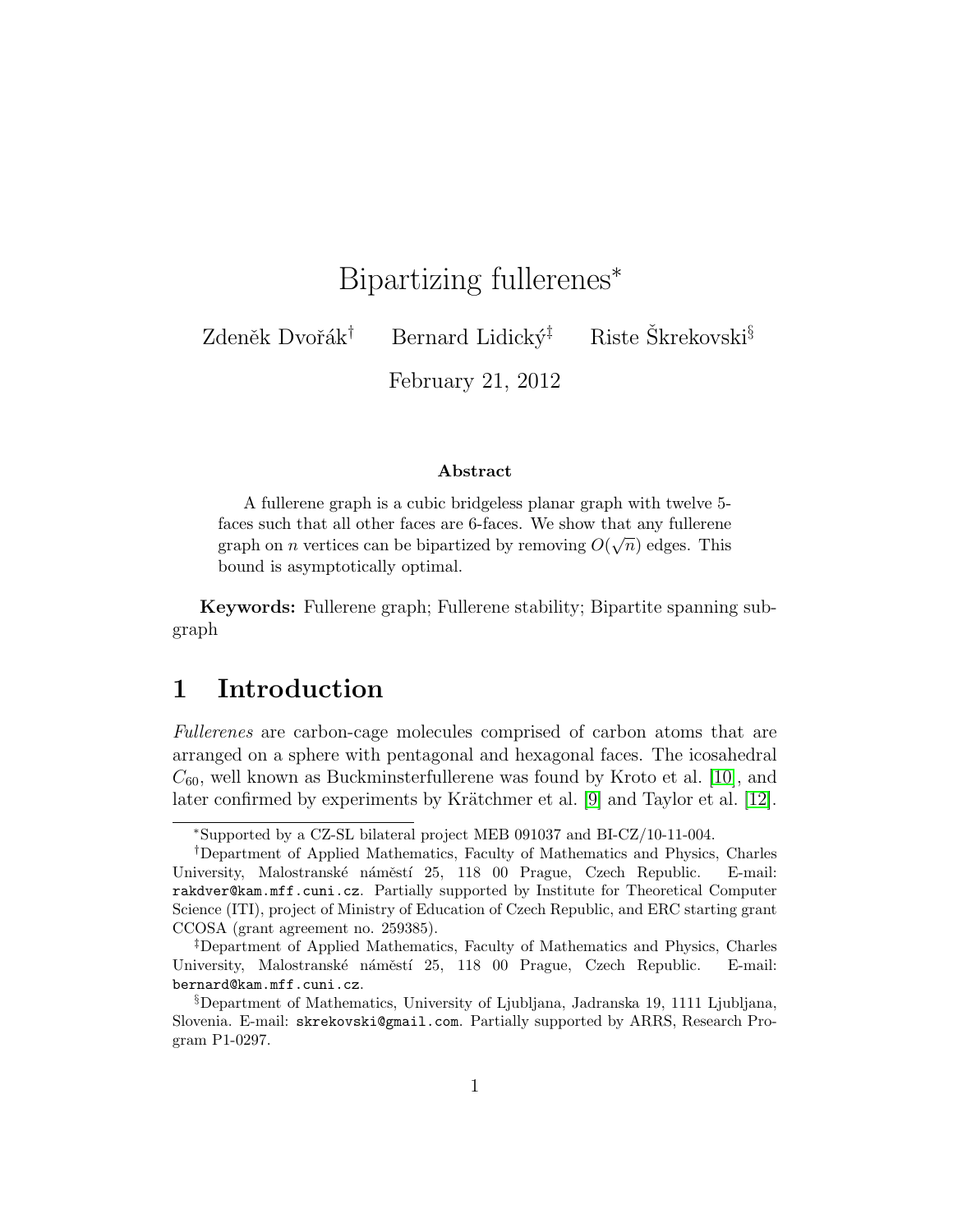# Bipartizing fullerenes*

Zdeněk Dvořák[†] Bernard Lidický[‡] Riste Škrekovski[§]

February 21, 2012

### Abstract

A fullerene graph is a cubic bridgeless planar graph with twelve 5-faces such that all other faces are 6-faces. We show that any fullerene graph on $n$ vertices can be bipartized by removing $O(\sqrt{n})$ edges. This bound is asymptotically optimal.

**Keywords:** Fullerene graph; Fullerene stability; Bipartite spanning subgraph

## 1 Introduction

*Fullerenes* are carbon-cage molecules comprised of carbon atoms that are arranged on a sphere with pentagonal and hexagonal faces. The icosahedral $C_{60}$, well known as Buckminsterfullerene was found by Kroto et al. [10], and later confirmed by experiments by Krätchmer et al. [9] and Taylor et al. [12].

*Supported by a CZ-SL bilateral project MEB 091037 and BI-CZ/10-11-004.

[†]Department of Applied Mathematics, Faculty of Mathematics and Physics, Charles University, Malostranské náměstí 25, 118 00 Prague, Czech Republic. E-mail: `rakdver@kam.mff.cuni.cz`. Partially supported by Institute for Theoretical Computer Science (ITI), project of Ministry of Education of Czech Republic, and ERC starting grant CCOSA (grant agreement no. 259385).

[‡]Department of Applied Mathematics, Faculty of Mathematics and Physics, Charles University, Malostranské náměstí 25, 118 00 Prague, Czech Republic. E-mail: `bernard@kam.mff.cuni.cz`.

[§]Department of Mathematics, University of Ljubljana, Jadranska 19, 1111 Ljubljana, Slovenia. E-mail: `skrekovski@gmail.com`. Partially supported by ARRS, Research Program P1-0297.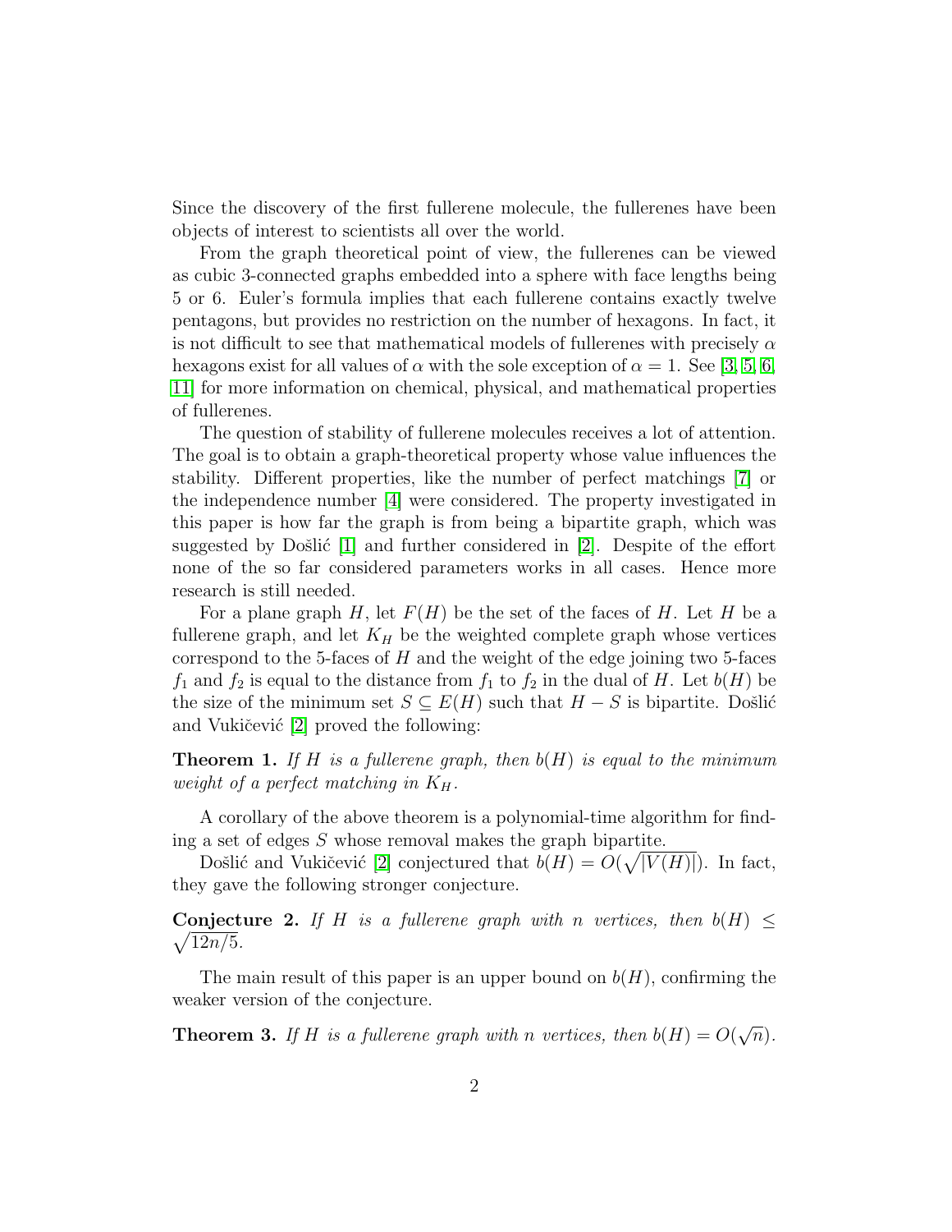Since the discovery of the first fullerene molecule, the fullerenes have been objects of interest to scientists all over the world.

From the graph theoretical point of view, the fullerenes can be viewed as cubic 3-connected graphs embedded into a sphere with face lengths being 5 or 6. Euler's formula implies that each fullerene contains exactly twelve pentagons, but provides no restriction on the number of hexagons. In fact, it is not difficult to see that mathematical models of fullerenes with precisely $\alpha$ hexagons exist for all values of $\alpha$ with the sole exception of $\alpha = 1$. See [3, 5, 6, 11] for more information on chemical, physical, and mathematical properties of fullerenes.

The question of stability of fullerene molecules receives a lot of attention. The goal is to obtain a graph-theoretical property whose value influences the stability. Different properties, like the number of perfect matchings [7] or the independence number [4] were considered. The property investigated in this paper is how far the graph is from being a bipartite graph, which was suggested by Došlić [1] and further considered in [2]. Despite of the effort none of the so far considered parameters works in all cases. Hence more research is still needed.

For a plane graph $H$, let $F(H)$ be the set of the faces of $H$. Let $H$ be a fullerene graph, and let $K_H$ be the weighted complete graph whose vertices correspond to the 5-faces of $H$ and the weight of the edge joining two 5-faces $f_1$ and $f_2$ is equal to the distance from $f_1$ to $f_2$ in the dual of $H$. Let $b(H)$ be the size of the minimum set $S \subseteq E(H)$ such that $H - S$ is bipartite. Došlić and Vukičević [2] proved the following:

**Theorem 1.** *If $H$ is a fullerene graph, then $b(H)$ is equal to the minimum weight of a perfect matching in $K_H$.*

A corollary of the above theorem is a polynomial-time algorithm for finding a set of edges $S$ whose removal makes the graph bipartite.

Došlić and Vukičević [2] conjectured that $b(H) = O(\sqrt{|V(H)|})$. In fact, they gave the following stronger conjecture.

**Conjecture 2.** *If $H$ is a fullerene graph with $n$ vertices, then $b(H) \leq \sqrt{12n/5}$.*

The main result of this paper is an upper bound on $b(H)$, confirming the weaker version of the conjecture.

**Theorem 3.** *If $H$ is a fullerene graph with $n$ vertices, then $b(H) = O(\sqrt{n})$.*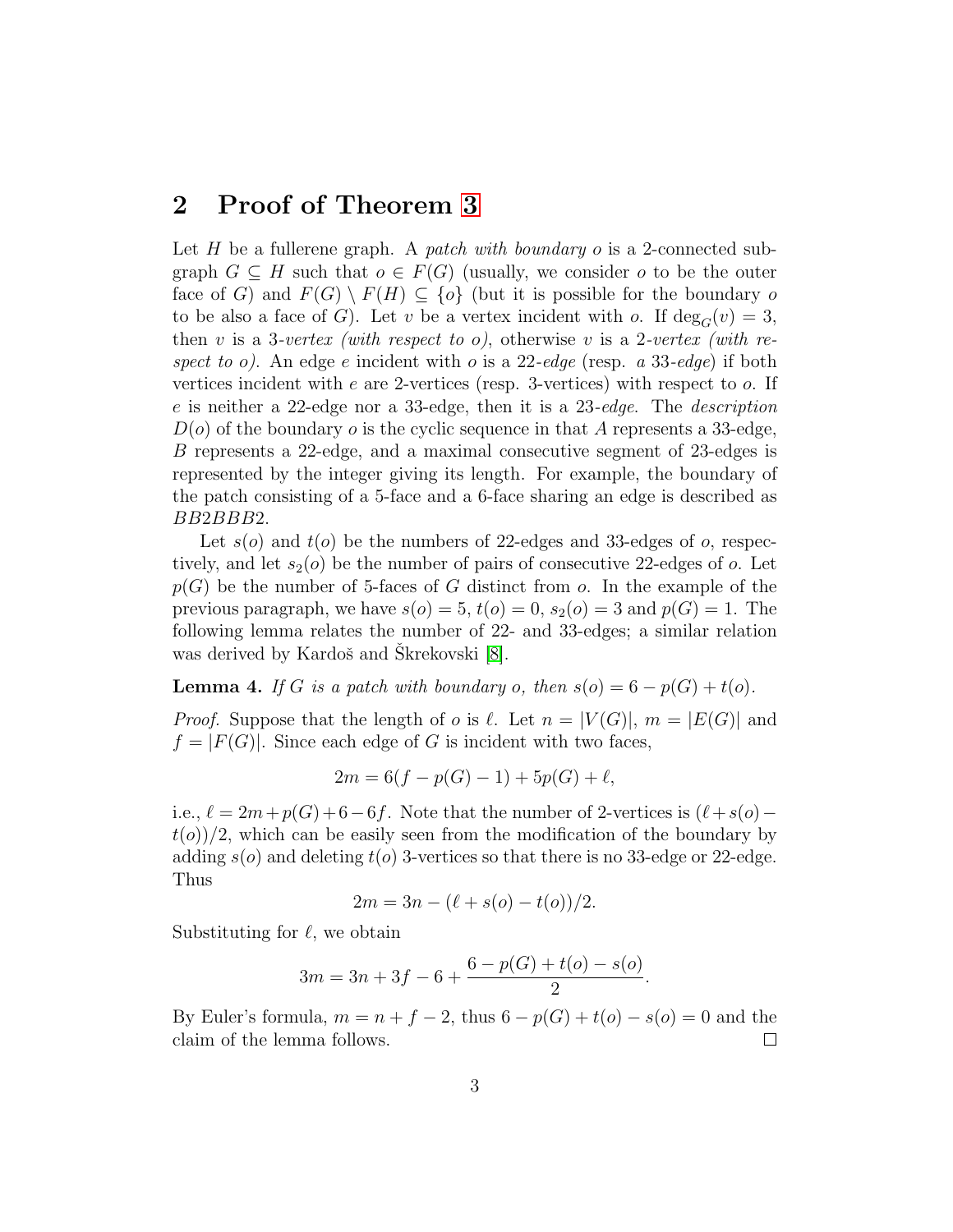## 2 Proof of Theorem 3

Let $H$ be a fullerene graph. A *patch with boundary o* is a 2-connected subgraph $G \subseteq H$ such that $o \in F(G)$ (usually, we consider $o$ to be the outer face of $G$) and $F(G) \setminus F(H) \subseteq \{o\}$ (but it is possible for the boundary $o$ to be also a face of $G$). Let $v$ be a vertex incident with $o$. If $\deg_G(v) = 3$, then $v$ is a 3-*vertex (with respect to o)*, otherwise $v$ is a 2-*vertex (with respect to o)*. An edge $e$ incident with $o$ is a 22-*edge* (resp. *a* 33-*edge*) if both vertices incident with $e$ are 2-vertices (resp. 3-vertices) with respect to $o$. If $e$ is neither a 22-edge nor a 33-edge, then it is a 23-*edge*. The *description* $D(o)$ of the boundary $o$ is the cyclic sequence in that $A$ represents a 33-edge, $B$ represents a 22-edge, and a maximal consecutive segment of 23-edges is represented by the integer giving its length. For example, the boundary of the patch consisting of a 5-face and a 6-face sharing an edge is described as $BB2BBB2$.

Let $s(o)$ and $t(o)$ be the numbers of 22-edges and 33-edges of $o$, respectively, and let $s_2(o)$ be the number of pairs of consecutive 22-edges of $o$. Let $p(G)$ be the number of 5-faces of $G$ distinct from $o$. In the example of the previous paragraph, we have $s(o) = 5$, $t(o) = 0$, $s_2(o) = 3$ and $p(G) = 1$. The following lemma relates the number of 22- and 33-edges; a similar relation was derived by Kardoš and Škrekovski [8].

**Lemma 4.** *If $G$ is a patch with boundary $o$, then $s(o) = 6 - p(G) + t(o)$.*

*Proof.* Suppose that the length of $o$ is $\ell$. Let $n = |V(G)|$, $m = |E(G)|$ and $f = |F(G)|$. Since each edge of $G$ is incident with two faces,

$$2m = 6(f - p(G) - 1) + 5p(G) + \ell,$$

i.e., $\ell = 2m + p(G) + 6 - 6f$. Note that the number of 2-vertices is $(\ell + s(o) - t(o))/2$, which can be easily seen from the modification of the boundary by adding $s(o)$ and deleting $t(o)$ 3-vertices so that there is no 33-edge or 22-edge. Thus

$$2m = 3n - (\ell + s(o) - t(o))/2.$$

Substituting for $\ell$, we obtain

$$3m = 3n + 3f - 6 + \frac{6 - p(G) + t(o) - s(o)}{2}.$$

By Euler's formula, $m = n + f - 2$, thus $6 - p(G) + t(o) - s(o) = 0$ and the claim of the lemma follows. $\square$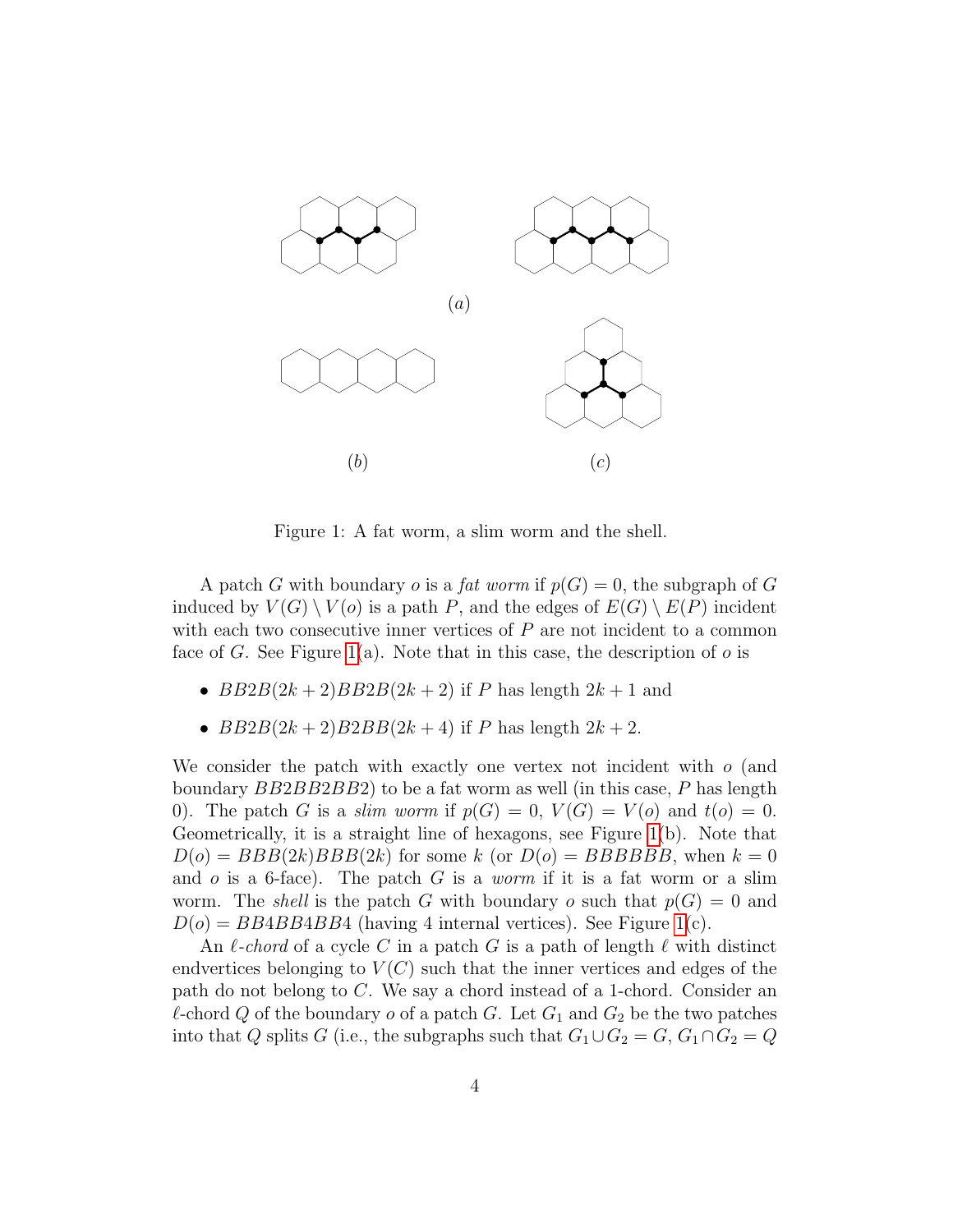(a)

(b)

(c)

Figure 1: A fat worm, a slim worm and the shell.

A patch $G$ with boundary $o$ is a *fat worm* if $p(G) = 0$, the subgraph of $G$ induced by $V(G) \setminus V(o)$ is a path $P$, and the edges of $E(G) \setminus E(P)$ incident with each two consecutive inner vertices of $P$ are not incident to a common face of $G$. See Figure 1(a). Note that in this case, the description of $o$ is

- $BB2B(2k+2)BB2B(2k+2)$ if $P$ has length $2k+1$ and
- $BB2B(2k+2)B2BB(2k+4)$ if $P$ has length $2k+2$.

We consider the patch with exactly one vertex not incident with $o$ (and boundary $BB2BB2BB2$) to be a fat worm as well (in this case, $P$ has length 0). The patch $G$ is a *slim worm* if $p(G) = 0$, $V(G) = V(o)$ and $t(o) = 0$. Geometrically, it is a straight line of hexagons, see Figure 1(b). Note that $D(o) = BBB(2k)BBB(2k)$ for some $k$ (or $D(o) = BBBBBB$, when $k = 0$ and $o$ is a 6-face). The patch $G$ is a *worm* if it is a fat worm or a slim worm. The *shell* is the patch $G$ with boundary $o$ such that $p(G) = 0$ and $D(o) = BB4BB4BB4$ (having 4 internal vertices). See Figure 1(c).

An $\ell$*-chord* of a cycle $C$ in a patch $G$ is a path of length $\ell$ with distinct endvertices belonging to $V(C)$ such that the inner vertices and edges of the path do not belong to $C$. We say a chord instead of a 1-chord. Consider an $\ell$-chord $Q$ of the boundary $o$ of a patch $G$. Let $G_1$ and $G_2$ be the two patches into that $Q$ splits $G$ (i.e., the subgraphs such that $G_1 \cup G_2 = G$, $G_1 \cap G_2 = Q$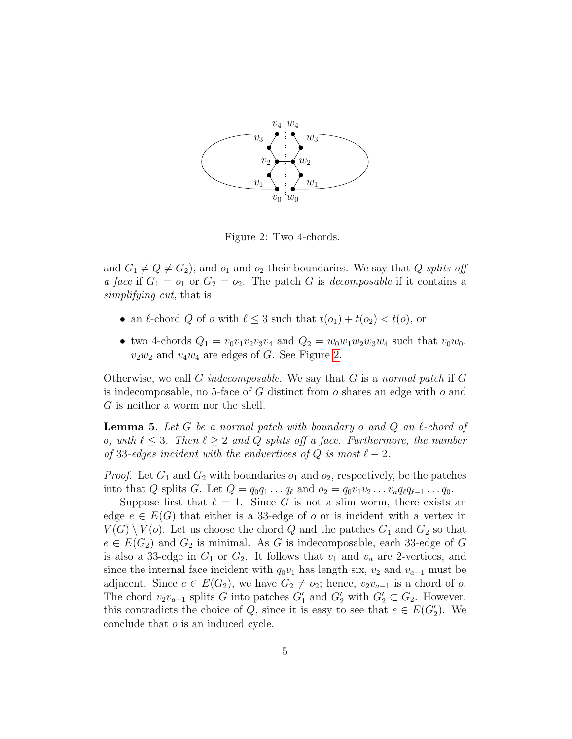Figure 2: Two 4-chords.

and $G_1 \neq Q \neq G_2$), and $o_1$ and $o_2$ their boundaries. We say that $Q$ *splits off a face* if $G_1 = o_1$ or $G_2 = o_2$. The patch $G$ is *decomposable* if it contains a *simplifying cut*, that is

- an $\ell$-chord $Q$ of $o$ with $\ell \leq 3$ such that $t(o_1) + t(o_2) < t(o)$, or
- two 4-chords $Q_1 = v_0v_1v_2v_3v_4$ and $Q_2 = w_0w_1w_2w_3w_4$ such that $v_0w_0$, $v_2w_2$ and $v_4w_4$ are edges of $G$. See Figure 2.

Otherwise, we call $G$ *indecomposable*. We say that $G$ is a *normal patch* if $G$ is indecomposable, no 5-face of $G$ distinct from $o$ shares an edge with $o$ and $G$ is neither a worm nor the shell.

**Lemma 5.** *Let $G$ be a normal patch with boundary $o$ and $Q$ an $\ell$-chord of $o$, with $\ell \leq 3$. Then $\ell \geq 2$ and $Q$ splits off a face. Furthermore, the number of* 33*-edges incident with the endvertices of $Q$ is most $\ell - 2$.*

*Proof.* Let $G_1$ and $G_2$ with boundaries $o_1$ and $o_2$, respectively, be the patches into that $Q$ splits $G$. Let $Q = q_0q_1 \ldots q_\ell$ and $o_2 = q_0v_1v_2 \ldots v_aq_\ell q_{\ell-1} \ldots q_0$.

Suppose first that $\ell = 1$. Since $G$ is not a slim worm, there exists an edge $e \in E(G)$ that either is a 33-edge of $o$ or is incident with a vertex in $V(G) \setminus V(o)$. Let us choose the chord $Q$ and the patches $G_1$ and $G_2$ so that $e \in E(G_2)$ and $G_2$ is minimal. As $G$ is indecomposable, each 33-edge of $G$ is also a 33-edge in $G_1$ or $G_2$. It follows that $v_1$ and $v_a$ are 2-vertices, and since the internal face incident with $q_0v_1$ has length six, $v_2$ and $v_{a-1}$ must be adjacent. Since $e \in E(G_2)$, we have $G_2 \neq o_2$; hence, $v_2v_{a-1}$ is a chord of $o$. The chord $v_2v_{a-1}$ splits $G$ into patches $G'_1$ and $G'_2$ with $G'_2 \subset G_2$. However, this contradicts the choice of $Q$, since it is easy to see that $e \in E(G'_2)$. We conclude that $o$ is an induced cycle.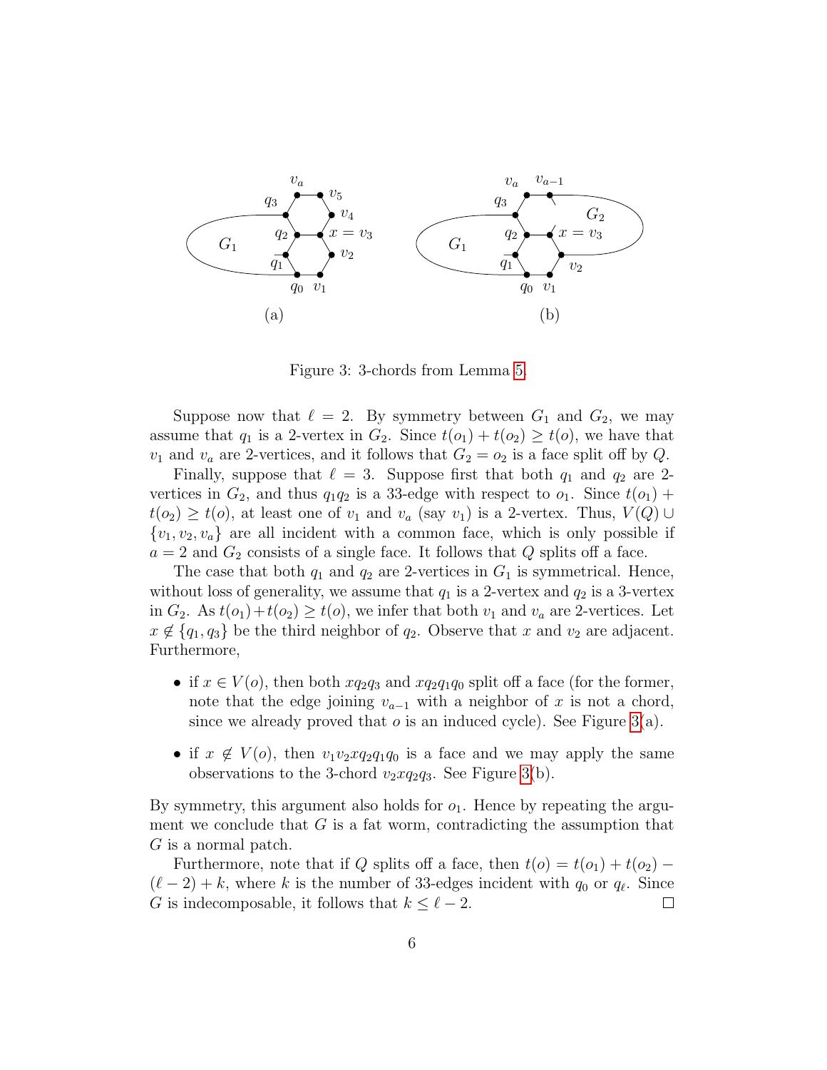Figure 3: 3-chords from Lemma 5.

Suppose now that $\ell = 2$. By symmetry between $G_1$ and $G_2$, we may assume that $q_1$ is a 2-vertex in $G_2$. Since $t(o_1) + t(o_2) \geq t(o)$, we have that $v_1$ and $v_a$ are 2-vertices, and it follows that $G_2 = o_2$ is a face split off by $Q$.

Finally, suppose that $\ell = 3$. Suppose first that both $q_1$ and $q_2$ are 2-vertices in $G_2$, and thus $q_1q_2$ is a 33-edge with respect to $o_1$. Since $t(o_1) + t(o_2) \geq t(o)$, at least one of $v_1$ and $v_a$ (say $v_1$) is a 2-vertex. Thus, $V(Q) \cup \{v_1, v_2, v_a\}$ are all incident with a common face, which is only possible if $a = 2$ and $G_2$ consists of a single face. It follows that $Q$ splits off a face.

The case that both $q_1$ and $q_2$ are 2-vertices in $G_1$ is symmetrical. Hence, without loss of generality, we assume that $q_1$ is a 2-vertex and $q_2$ is a 3-vertex in $G_2$. As $t(o_1)+t(o_2) \geq t(o)$, we infer that both $v_1$ and $v_a$ are 2-vertices. Let $x \notin \{q_1, q_3\}$ be the third neighbor of $q_2$. Observe that $x$ and $v_2$ are adjacent. Furthermore,

- if $x \in V(o)$, then both $xq_2q_3$ and $xq_2q_1q_0$ split off a face (for the former, note that the edge joining $v_{a-1}$ with a neighbor of $x$ is not a chord, since we already proved that $o$ is an induced cycle). See Figure 3(a).
- if $x \notin V(o)$, then $v_1v_2xq_2q_1q_0$ is a face and we may apply the same observations to the 3-chord $v_2xq_2q_3$. See Figure 3(b).

By symmetry, this argument also holds for $o_1$. Hence by repeating the argument we conclude that $G$ is a fat worm, contradicting the assumption that $G$ is a normal patch.

Furthermore, note that if $Q$ splits off a face, then $t(o) = t(o_1) + t(o_2) - (\ell - 2) + k$, where $k$ is the number of 33-edges incident with $q_0$ or $q_\ell$. Since $G$ is indecomposable, it follows that $k \leq \ell - 2$. □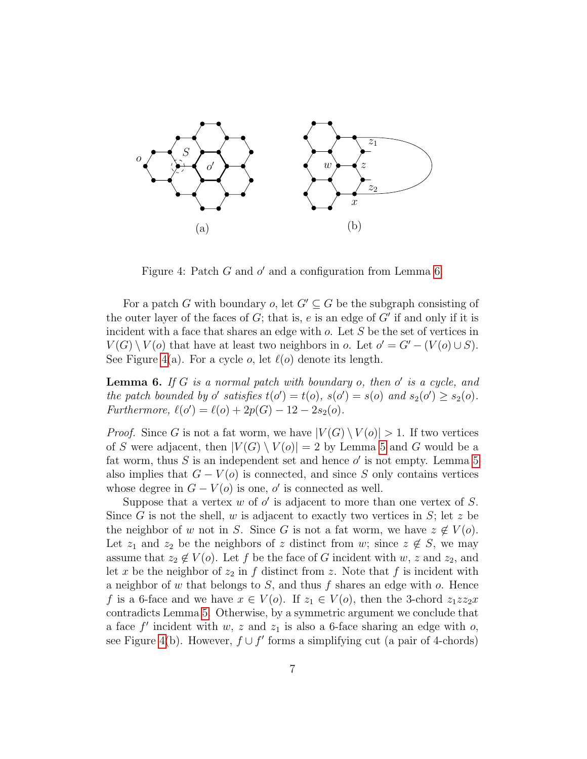Figure 4: Patch $G$ and $o'$ and a configuration from Lemma 6.

For a patch $G$ with boundary $o$, let $G' \subseteq G$ be the subgraph consisting of the outer layer of the faces of $G$; that is, $e$ is an edge of $G'$ if and only if it is incident with a face that shares an edge with $o$. Let $S$ be the set of vertices in $V(G) \setminus V(o)$ that have at least two neighbors in $o$. Let $o' = G' - (V(o) \cup S)$. See Figure 4(a). For a cycle $o$, let $\ell(o)$ denote its length.

**Lemma 6.** *If $G$ is a normal patch with boundary $o$, then $o'$ is a cycle, and the patch bounded by $o'$ satisfies $t(o') = t(o)$, $s(o') = s(o)$ and $s_2(o') \geq s_2(o)$. Furthermore, $\ell(o') = \ell(o) + 2p(G) - 12 - 2s_2(o)$.*

*Proof.* Since $G$ is not a fat worm, we have $|V(G) \setminus V(o)| > 1$. If two vertices of $S$ were adjacent, then $|V(G) \setminus V(o)| = 2$ by Lemma 5 and $G$ would be a fat worm, thus $S$ is an independent set and hence $o'$ is not empty. Lemma 5 also implies that $G - V(o)$ is connected, and since $S$ only contains vertices whose degree in $G - V(o)$ is one, $o'$ is connected as well.

Suppose that a vertex $w$ of $o'$ is adjacent to more than one vertex of $S$. Since $G$ is not the shell, $w$ is adjacent to exactly two vertices in $S$; let $z$ be the neighbor of $w$ not in $S$. Since $G$ is not a fat worm, we have $z \notin V(o)$. Let $z_1$ and $z_2$ be the neighbors of $z$ distinct from $w$; since $z \notin S$, we may assume that $z_2 \notin V(o)$. Let $f$ be the face of $G$ incident with $w$, $z$ and $z_2$, and let $x$ be the neighbor of $z_2$ in $f$ distinct from $z$. Note that $f$ is incident with a neighbor of $w$ that belongs to $S$, and thus $f$ shares an edge with $o$. Hence $f$ is a 6-face and we have $x \in V(o)$. If $z_1 \in V(o)$, then the 3-chord $z_1 z z_2 x$ contradicts Lemma 5. Otherwise, by a symmetric argument we conclude that a face $f'$ incident with $w$, $z$ and $z_1$ is also a 6-face sharing an edge with $o$, see Figure 4(b). However, $f \cup f'$ forms a simplifying cut (a pair of 4-chords)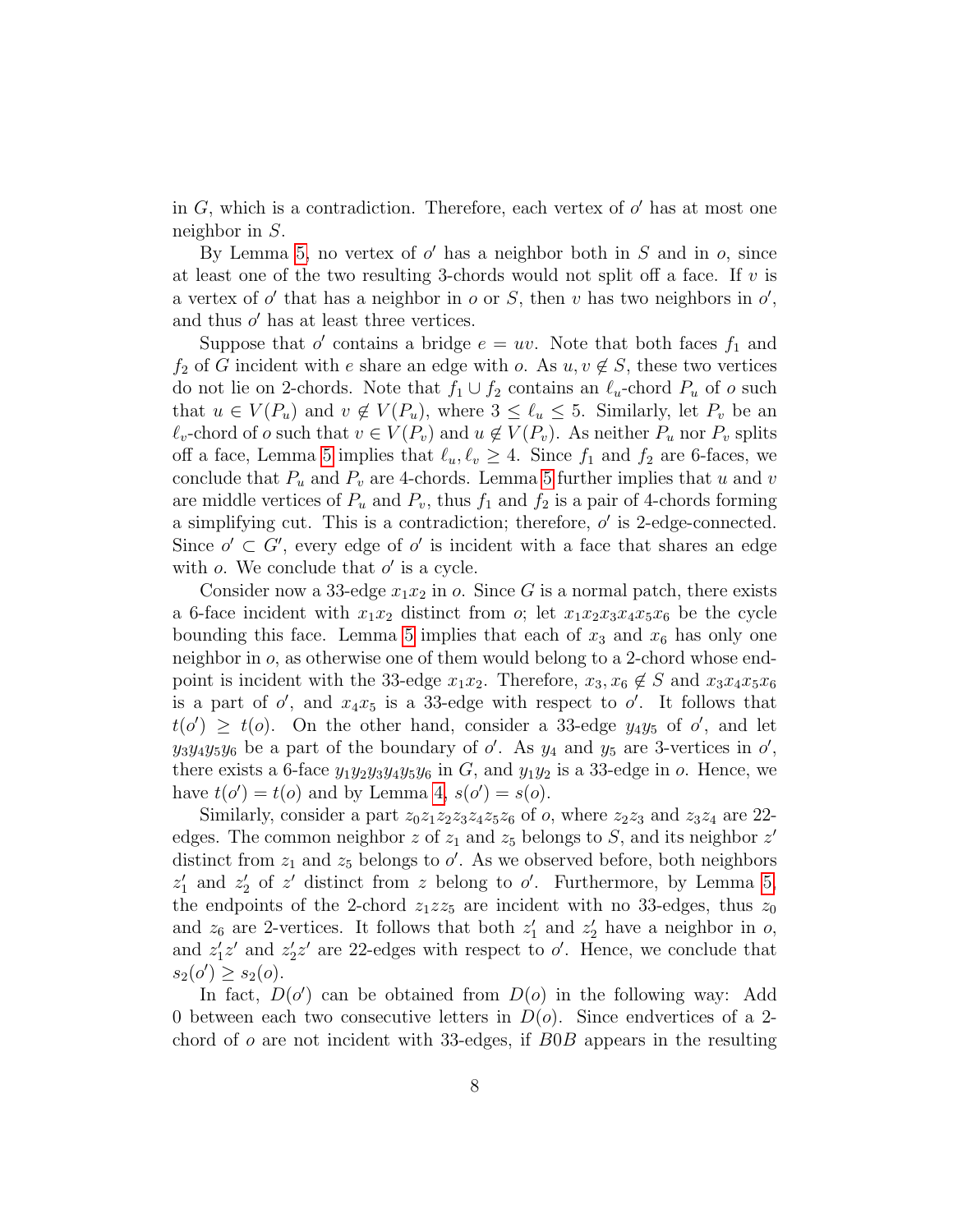in $G$, which is a contradiction. Therefore, each vertex of $o'$ has at most one neighbor in $S$.

By Lemma 5, no vertex of $o'$ has a neighbor both in $S$ and in $o$, since at least one of the two resulting 3-chords would not split off a face. If $v$ is a vertex of $o'$ that has a neighbor in $o$ or $S$, then $v$ has two neighbors in $o'$, and thus $o'$ has at least three vertices.

Suppose that $o'$ contains a bridge $e = uv$. Note that both faces $f_1$ and $f_2$ of $G$ incident with $e$ share an edge with $o$. As $u, v \notin S$, these two vertices do not lie on 2-chords. Note that $f_1 \cup f_2$ contains an $\ell_u$-chord $P_u$ of $o$ such that $u \in V(P_u)$ and $v \notin V(P_u)$, where $3 \leq \ell_u \leq 5$. Similarly, let $P_v$ be an $\ell_v$-chord of $o$ such that $v \in V(P_v)$ and $u \notin V(P_v)$. As neither $P_u$ nor $P_v$ splits off a face, Lemma 5 implies that $\ell_u, \ell_v \geq 4$. Since $f_1$ and $f_2$ are 6-faces, we conclude that $P_u$ and $P_v$ are 4-chords. Lemma 5 further implies that $u$ and $v$ are middle vertices of $P_u$ and $P_v$, thus $f_1$ and $f_2$ is a pair of 4-chords forming a simplifying cut. This is a contradiction; therefore, $o'$ is 2-edge-connected. Since $o' \subset G'$, every edge of $o'$ is incident with a face that shares an edge with $o$. We conclude that $o'$ is a cycle.

Consider now a 33-edge $x_1x_2$ in $o$. Since $G$ is a normal patch, there exists a 6-face incident with $x_1x_2$ distinct from $o$; let $x_1x_2x_3x_4x_5x_6$ be the cycle bounding this face. Lemma 5 implies that each of $x_3$ and $x_6$ has only one neighbor in $o$, as otherwise one of them would belong to a 2-chord whose endpoint is incident with the 33-edge $x_1x_2$. Therefore, $x_3, x_6 \notin S$ and $x_3x_4x_5x_6$ is a part of $o'$, and $x_4x_5$ is a 33-edge with respect to $o'$. It follows that $t(o') \geq t(o)$. On the other hand, consider a 33-edge $y_4y_5$ of $o'$, and let $y_3y_4y_5y_6$ be a part of the boundary of $o'$. As $y_4$ and $y_5$ are 3-vertices in $o'$, there exists a 6-face $y_1y_2y_3y_4y_5y_6$ in $G$, and $y_1y_2$ is a 33-edge in $o$. Hence, we have $t(o') = t(o)$ and by Lemma 4, $s(o') = s(o)$.

Similarly, consider a part $z_0z_1z_2z_3z_4z_5z_6$ of $o$, where $z_2z_3$ and $z_3z_4$ are 22-edges. The common neighbor $z$ of $z_1$ and $z_5$ belongs to $S$, and its neighbor $z'$ distinct from $z_1$ and $z_5$ belongs to $o'$. As we observed before, both neighbors $z'_1$ and $z'_2$ of $z'$ distinct from $z$ belong to $o'$. Furthermore, by Lemma 5, the endpoints of the 2-chord $z_1zz_5$ are incident with no 33-edges, thus $z_0$ and $z_6$ are 2-vertices. It follows that both $z'_1$ and $z'_2$ have a neighbor in $o$, and $z'_1z'$ and $z'_2z'$ are 22-edges with respect to $o'$. Hence, we conclude that $s_2(o') \geq s_2(o)$.

In fact, $D(o')$ can be obtained from $D(o)$ in the following way: Add 0 between each two consecutive letters in $D(o)$. Since endvertices of a 2-chord of $o$ are not incident with 33-edges, if $B0B$ appears in the resulting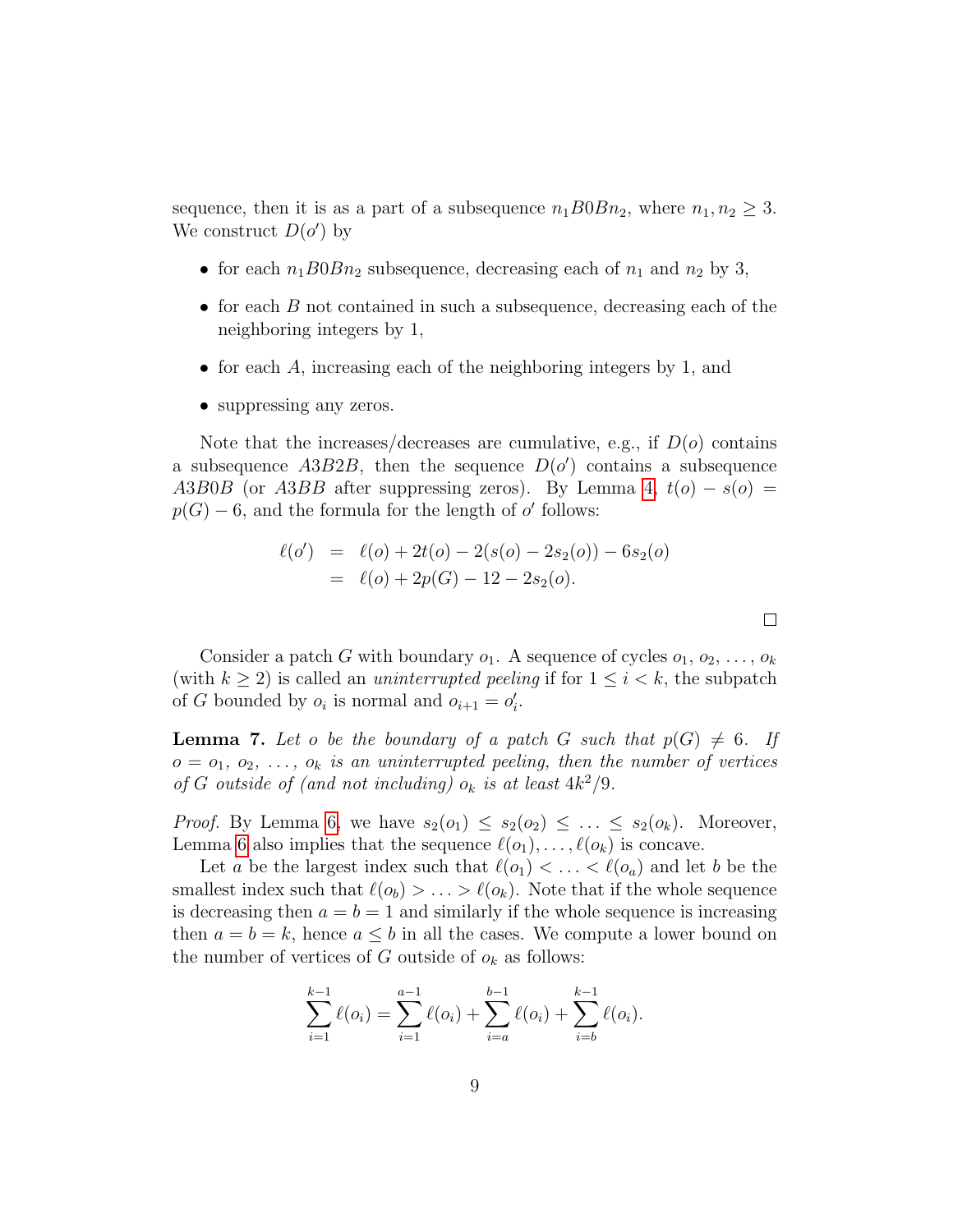sequence, then it is as a part of a subsequence $n_1 B0B n_2$, where $n_1, n_2 \geq 3$. We construct $D(o')$ by

- for each $n_1 B0B n_2$ subsequence, decreasing each of $n_1$ and $n_2$ by 3,
- for each $B$ not contained in such a subsequence, decreasing each of the neighboring integers by 1,
- for each $A$, increasing each of the neighboring integers by 1, and
- suppressing any zeros.

Note that the increases/decreases are cumulative, e.g., if $D(o)$ contains a subsequence $A3B2B$, then the sequence $D(o')$ contains a subsequence $A3B0B$ (or $A3BB$ after suppressing zeros). By Lemma 4, $t(o) - s(o) = p(G) - 6$, and the formula for the length of $o'$ follows:

$$\begin{aligned} \ell(o') &= \ell(o) + 2t(o) - 2(s(o) - 2s_2(o)) - 6s_2(o) \\ &= \ell(o) + 2p(G) - 12 - 2s_2(o). \end{aligned}$$

□

Consider a patch $G$ with boundary $o_1$. A sequence of cycles $o_1, o_2, \ldots, o_k$ (with $k \geq 2$) is called an *uninterrupted peeling* if for $1 \leq i < k$, the subpatch of $G$ bounded by $o_i$ is normal and $o_{i+1} = o'_i$.

**Lemma 7.** *Let $o$ be the boundary of a patch $G$ such that $p(G) \neq 6$. If $o = o_1, o_2, \ldots, o_k$ is an uninterrupted peeling, then the number of vertices of $G$ outside of (and not including) $o_k$ is at least $4k^2/9$.*

*Proof.* By Lemma 6, we have $s_2(o_1) \leq s_2(o_2) \leq \ldots \leq s_2(o_k)$. Moreover, Lemma 6 also implies that the sequence $\ell(o_1), \ldots, \ell(o_k)$ is concave.

Let $a$ be the largest index such that $\ell(o_1) < \ldots < \ell(o_a)$ and let $b$ be the smallest index such that $\ell(o_b) > \ldots > \ell(o_k)$. Note that if the whole sequence is decreasing then $a = b = 1$ and similarly if the whole sequence is increasing then $a = b = k$, hence $a \leq b$ in all the cases. We compute a lower bound on the number of vertices of $G$ outside of $o_k$ as follows:

$$\sum_{i=1}^{k-1} \ell(o_i) = \sum_{i=1}^{a-1} \ell(o_i) + \sum_{i=a}^{b-1} \ell(o_i) + \sum_{i=b}^{k-1} \ell(o_i).$$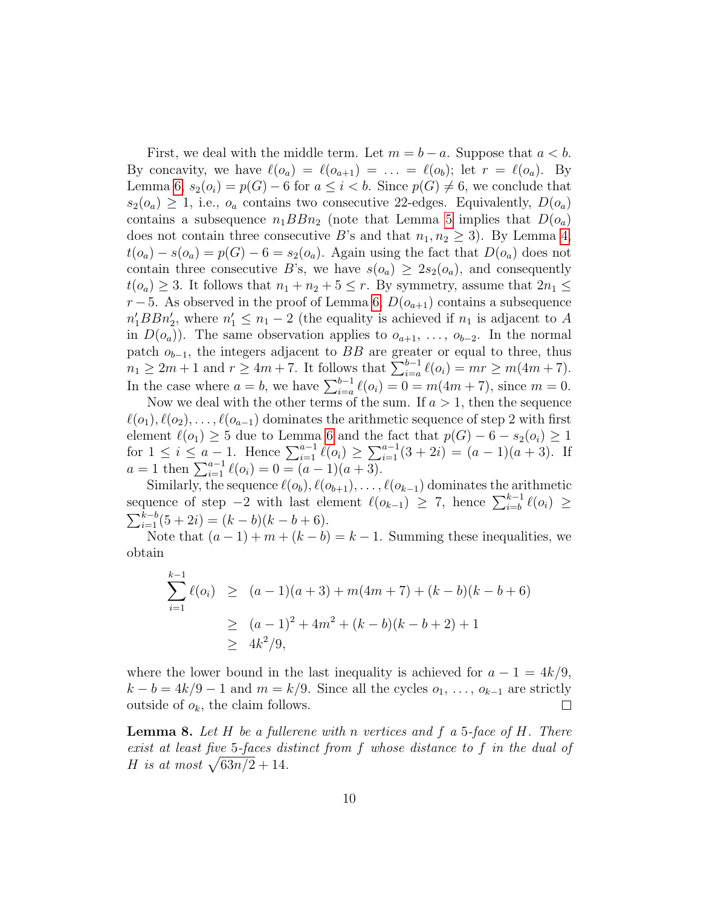First, we deal with the middle term. Let $m = b - a$. Suppose that $a < b$. By concavity, we have $\ell(o_a) = \ell(o_{a+1}) = \ldots = \ell(o_b)$; let $r = \ell(o_a)$. By Lemma 6, $s_2(o_i) = p(G) - 6$ for $a \le i < b$. Since $p(G) \ne 6$, we conclude that $s_2(o_a) \ge 1$, i.e., $o_a$ contains two consecutive 22-edges. Equivalently, $D(o_a)$ contains a subsequence $n_1 BB n_2$ (note that Lemma 5 implies that $D(o_a)$ does not contain three consecutive $B$'s and that $n_1, n_2 \ge 3$). By Lemma 4, $t(o_a) - s(o_a) = p(G) - 6 = s_2(o_a)$. Again using the fact that $D(o_a)$ does not contain three consecutive $B$'s, we have $s(o_a) \ge 2s_2(o_a)$, and consequently $t(o_a) \ge 3$. It follows that $n_1 + n_2 + 5 \le r$. By symmetry, assume that $2n_1 \le r - 5$. As observed in the proof of Lemma 6, $D(o_{a+1})$ contains a subsequence $n'_1 BB n'_2$, where $n'_1 \le n_1 - 2$ (the equality is achieved if $n_1$ is adjacent to $A$ in $D(o_a)$). The same observation applies to $o_{a+1}, \ldots, o_{b-2}$. In the normal patch $o_{b-1}$, the integers adjacent to $BB$ are greater or equal to three, thus $n_1 \ge 2m + 1$ and $r \ge 4m + 7$. It follows that $\sum_{i=a}^{b-1} \ell(o_i) = mr \ge m(4m + 7)$. In the case where $a = b$, we have $\sum_{i=a}^{b-1} \ell(o_i) = 0 = m(4m + 7)$, since $m = 0$.

Now we deal with the other terms of the sum. If $a > 1$, then the sequence $\ell(o_1), \ell(o_2), \ldots, \ell(o_{a-1})$ dominates the arithmetic sequence of step 2 with first element $\ell(o_1) \ge 5$ due to Lemma 6 and the fact that $p(G) - 6 - s_2(o_i) \ge 1$ for $1 \le i \le a - 1$. Hence $\sum_{i=1}^{a-1} \ell(o_i) \ge \sum_{i=1}^{a-1} (3 + 2i) = (a - 1)(a + 3)$. If $a = 1$ then $\sum_{i=1}^{a-1} \ell(o_i) = 0 = (a - 1)(a + 3)$.

Similarly, the sequence $\ell(o_b), \ell(o_{b+1}), \ldots, \ell(o_{k-1})$ dominates the arithmetic sequence of step $-2$ with last element $\ell(o_{k-1}) \ge 7$, hence $\sum_{i=b}^{k-1} \ell(o_i) \ge \sum_{i=1}^{k-b} (5 + 2i) = (k - b)(k - b + 6)$.

Note that $(a - 1) + m + (k - b) = k - 1$. Summing these inequalities, we obtain

$$
\begin{aligned}
\sum_{i=1}^{k-1} \ell(o_i) &\ge (a - 1)(a + 3) + m(4m + 7) + (k - b)(k - b + 6) \\
&\ge (a - 1)^2 + 4m^2 + (k - b)(k - b + 2) + 1 \\
&\ge 4k^2/9,
\end{aligned}
$$

where the lower bound in the last inequality is achieved for $a - 1 = 4k/9$, $k - b = 4k/9 - 1$ and $m = k/9$. Since all the cycles $o_1, \ldots, o_{k-1}$ are strictly outside of $o_k$, the claim follows. □

**Lemma 8.** *Let $H$ be a fullerene with $n$ vertices and $f$ a 5-face of $H$. There exist at least five 5-faces distinct from $f$ whose distance to $f$ in the dual of $H$ is at most $\sqrt{63n/2} + 14$.*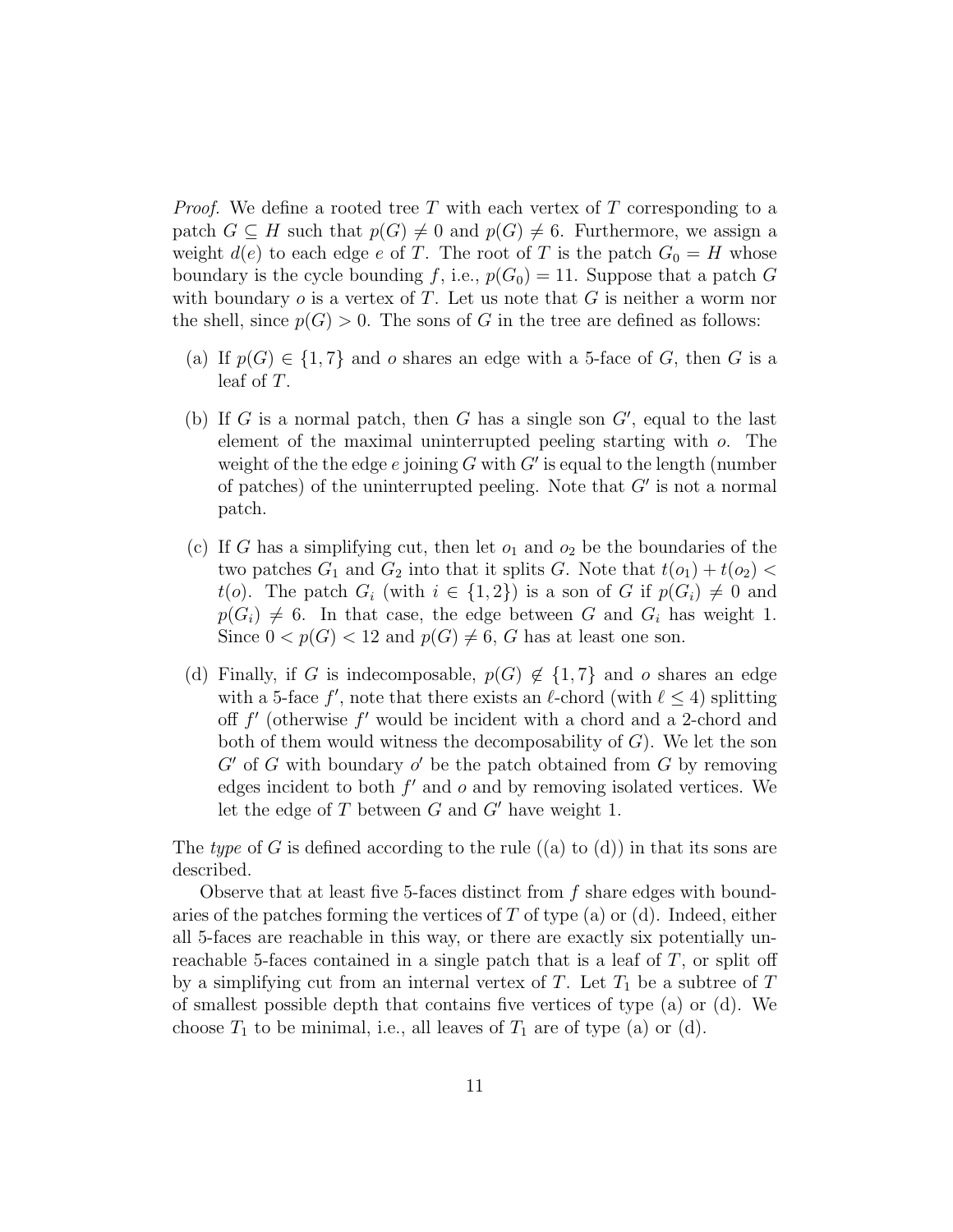*Proof.* We define a rooted tree $T$ with each vertex of $T$ corresponding to a patch $G \subseteq H$ such that $p(G) \neq 0$ and $p(G) \neq 6$. Furthermore, we assign a weight $d(e)$ to each edge $e$ of $T$. The root of $T$ is the patch $G_0 = H$ whose boundary is the cycle bounding $f$, i.e., $p(G_0) = 11$. Suppose that a patch $G$ with boundary $o$ is a vertex of $T$. Let us note that $G$ is neither a worm nor the shell, since $p(G) > 0$. The sons of $G$ in the tree are defined as follows:

(a) If $p(G) \in \{1, 7\}$ and $o$ shares an edge with a 5-face of $G$, then $G$ is a leaf of $T$.

(b) If $G$ is a normal patch, then $G$ has a single son $G'$, equal to the last element of the maximal uninterrupted peeling starting with $o$. The weight of the the edge $e$ joining $G$ with $G'$ is equal to the length (number of patches) of the uninterrupted peeling. Note that $G'$ is not a normal patch.

(c) If $G$ has a simplifying cut, then let $o_1$ and $o_2$ be the boundaries of the two patches $G_1$ and $G_2$ into that it splits $G$. Note that $t(o_1) + t(o_2) < t(o)$. The patch $G_i$ (with $i \in \{1, 2\}$) is a son of $G$ if $p(G_i) \neq 0$ and $p(G_i) \neq 6$. In that case, the edge between $G$ and $G_i$ has weight 1. Since $0 < p(G) < 12$ and $p(G) \neq 6$, $G$ has at least one son.

(d) Finally, if $G$ is indecomposable, $p(G) \notin \{1, 7\}$ and $o$ shares an edge with a 5-face $f'$, note that there exists an $\ell$-chord (with $\ell \leq 4$) splitting off $f'$ (otherwise $f'$ would be incident with a chord and a 2-chord and both of them would witness the decomposability of $G$). We let the son $G'$ of $G$ with boundary $o'$ be the patch obtained from $G$ by removing edges incident to both $f'$ and $o$ and by removing isolated vertices. We let the edge of $T$ between $G$ and $G'$ have weight 1.

The *type* of $G$ is defined according to the rule ((a) to (d)) in that its sons are described.

Observe that at least five 5-faces distinct from $f$ share edges with boundaries of the patches forming the vertices of $T$ of type (a) or (d). Indeed, either all 5-faces are reachable in this way, or there are exactly six potentially unreachable 5-faces contained in a single patch that is a leaf of $T$, or split off by a simplifying cut from an internal vertex of $T$. Let $T_1$ be a subtree of $T$ of smallest possible depth that contains five vertices of type (a) or (d). We choose $T_1$ to be minimal, i.e., all leaves of $T_1$ are of type (a) or (d).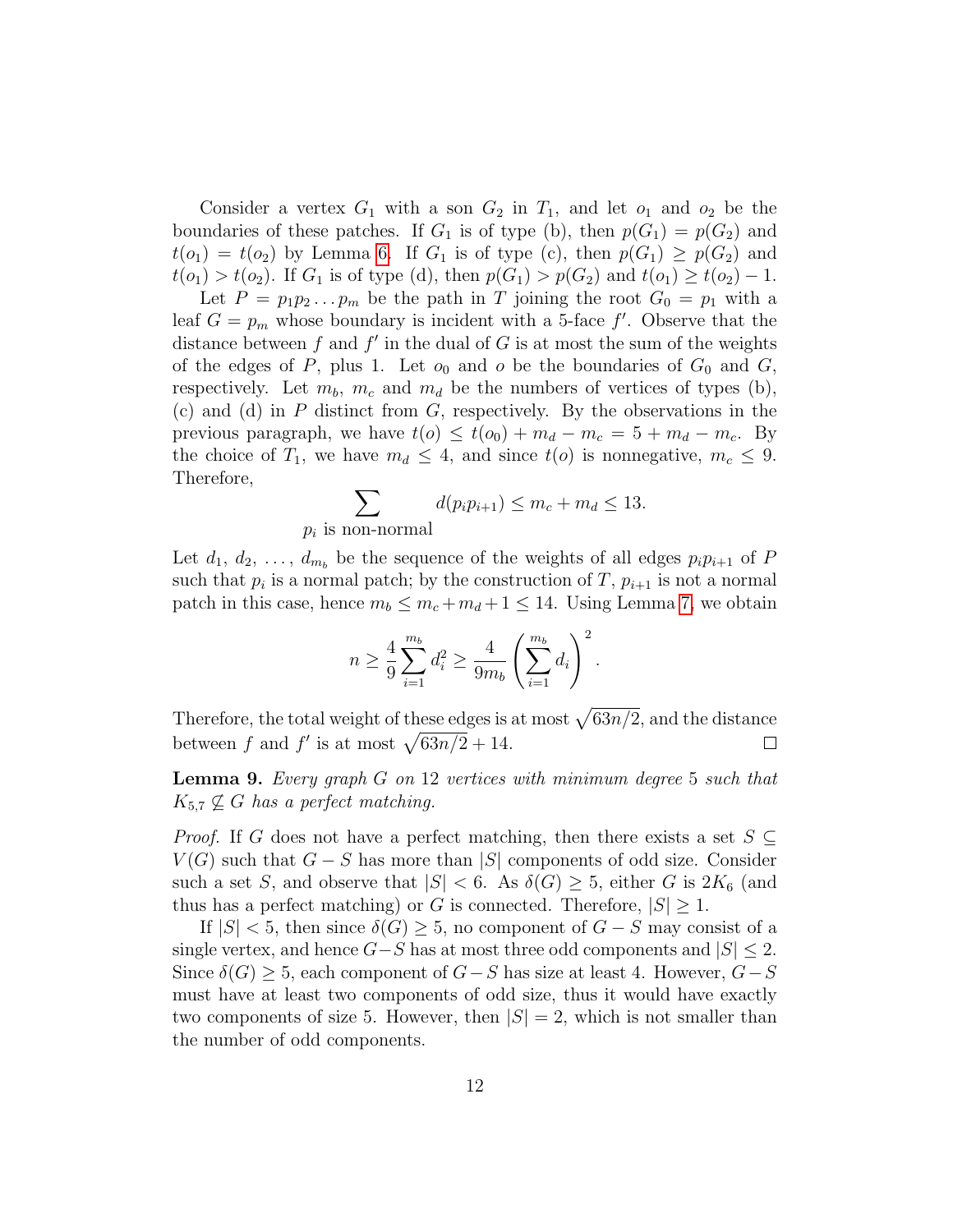Consider a vertex $G_1$ with a son $G_2$ in $T_1$, and let $o_1$ and $o_2$ be the boundaries of these patches. If $G_1$ is of type (b), then $p(G_1) = p(G_2)$ and $t(o_1) = t(o_2)$ by Lemma 6. If $G_1$ is of type (c), then $p(G_1) \geq p(G_2)$ and $t(o_1) > t(o_2)$. If $G_1$ is of type (d), then $p(G_1) > p(G_2)$ and $t(o_1) \geq t(o_2) - 1$.

Let $P = p_1 p_2 \ldots p_m$ be the path in $T$ joining the root $G_0 = p_1$ with a leaf $G = p_m$ whose boundary is incident with a 5-face $f'$. Observe that the distance between $f$ and $f'$ in the dual of $G$ is at most the sum of the weights of the edges of $P$, plus 1. Let $o_0$ and $o$ be the boundaries of $G_0$ and $G$, respectively. Let $m_b$, $m_c$ and $m_d$ be the numbers of vertices of types (b), (c) and (d) in $P$ distinct from $G$, respectively. By the observations in the previous paragraph, we have $t(o) \leq t(o_0) + m_d - m_c = 5 + m_d - m_c$. By the choice of $T_1$, we have $m_d \leq 4$, and since $t(o)$ is nonnegative, $m_c \leq 9$. Therefore,

$$\sum_{p_i \text{ is non-normal}} d(p_i p_{i+1}) \leq m_c + m_d \leq 13.$$

Let $d_1, d_2, \ldots, d_{m_b}$ be the sequence of the weights of all edges $p_i p_{i+1}$ of $P$ such that $p_i$ is a normal patch; by the construction of $T$, $p_{i+1}$ is not a normal patch in this case, hence $m_b \leq m_c + m_d + 1 \leq 14$. Using Lemma 7, we obtain

$$n \geq \frac{4}{9} \sum_{i=1}^{m_b} d_i^2 \geq \frac{4}{9 m_b} \left( \sum_{i=1}^{m_b} d_i \right)^2.$$

Therefore, the total weight of these edges is at most $\sqrt{63n/2}$, and the distance between $f$ and $f'$ is at most $\sqrt{63n/2} + 14$. $\square$

**Lemma 9.** *Every graph $G$ on 12 vertices with minimum degree 5 such that $K_{5,7} \not\subseteq G$ has a perfect matching.*

*Proof.* If $G$ does not have a perfect matching, then there exists a set $S \subseteq V(G)$ such that $G - S$ has more than $|S|$ components of odd size. Consider such a set $S$, and observe that $|S| < 6$. As $\delta(G) \geq 5$, either $G$ is $2K_6$ (and thus has a perfect matching) or $G$ is connected. Therefore, $|S| \geq 1$.

If $|S| < 5$, then since $\delta(G) \geq 5$, no component of $G - S$ may consist of a single vertex, and hence $G - S$ has at most three odd components and $|S| \leq 2$. Since $\delta(G) \geq 5$, each component of $G - S$ has size at least 4. However, $G - S$ must have at least two components of odd size, thus it would have exactly two components of size 5. However, then $|S| = 2$, which is not smaller than the number of odd components.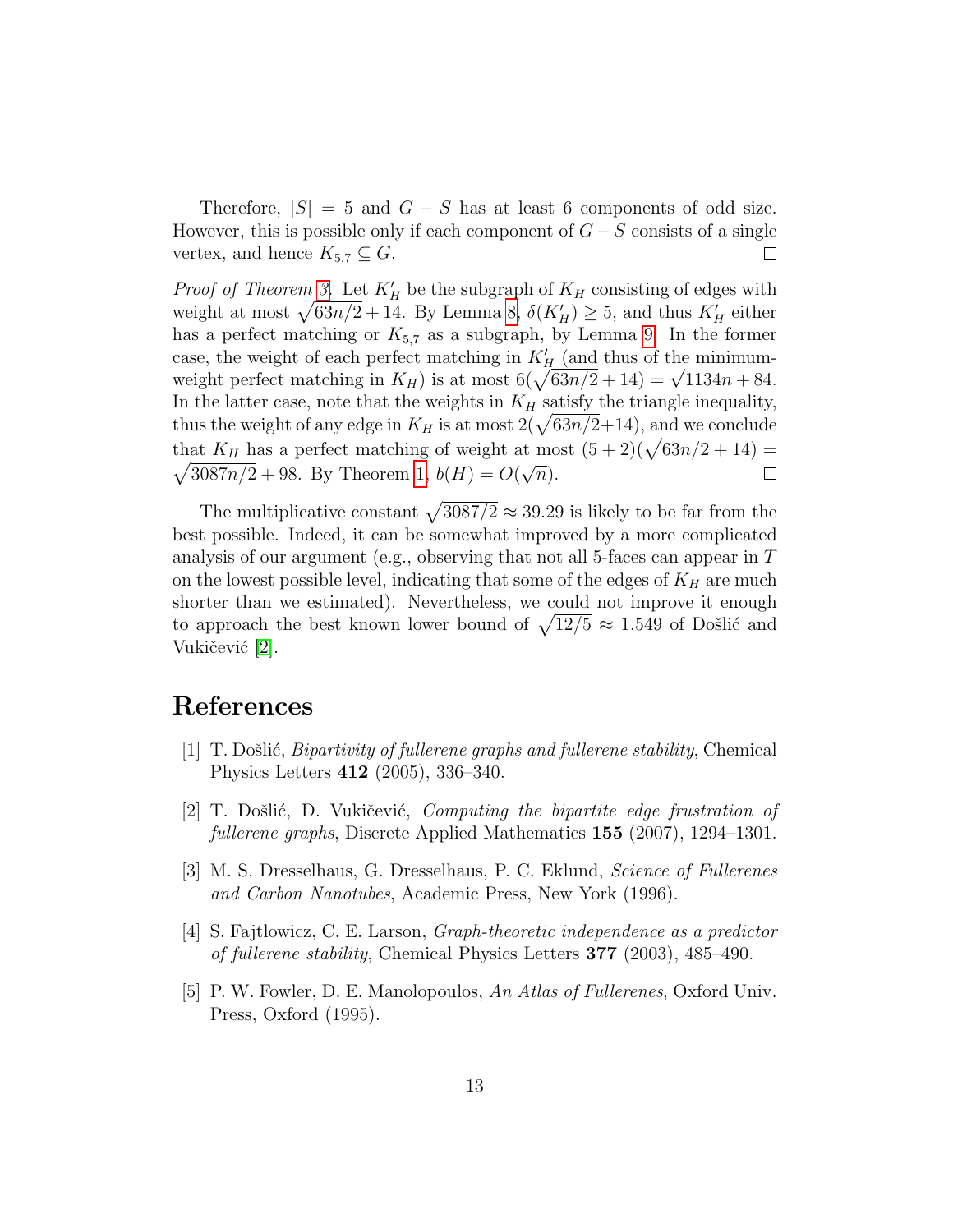Therefore, $|S| = 5$ and $G - S$ has at least 6 components of odd size. However, this is possible only if each component of $G - S$ consists of a single vertex, and hence $K_{5,7} \subseteq G$. □

*Proof of Theorem 3.* Let $K'_H$ be the subgraph of $K_H$ consisting of edges with weight at most $\sqrt{63n/2} + 14$. By Lemma 8, $\delta(K'_H) \geq 5$, and thus $K'_H$ either has a perfect matching or $K_{5,7}$ as a subgraph, by Lemma 9. In the former case, the weight of each perfect matching in $K'_H$ (and thus of the minimum-weight perfect matching in $K_H$) is at most $6(\sqrt{63n/2} + 14) = \sqrt{1134n} + 84$. In the latter case, note that the weights in $K_H$ satisfy the triangle inequality, thus the weight of any edge in $K_H$ is at most $2(\sqrt{63n/2}+14)$, and we conclude that $K_H$ has a perfect matching of weight at most $(5 + 2)(\sqrt{63n/2} + 14) = \sqrt{3087n/2} + 98$. By Theorem 1, $b(H) = O(\sqrt{n})$. □

The multiplicative constant $\sqrt{3087/2} \approx 39.29$ is likely to be far from the best possible. Indeed, it can be somewhat improved by a more complicated analysis of our argument (e.g., observing that not all 5-faces can appear in $T$ on the lowest possible level, indicating that some of the edges of $K_H$ are much shorter than we estimated). Nevertheless, we could not improve it enough to approach the best known lower bound of $\sqrt{12/5} \approx 1.549$ of Došlić and Vukičević [2].

# References

[1] T. Došlić, *Bipartivity of fullerene graphs and fullerene stability*, Chemical Physics Letters **412** (2005), 336–340.

[2] T. Došlić, D. Vukičević, *Computing the bipartite edge frustration of fullerene graphs*, Discrete Applied Mathematics **155** (2007), 1294–1301.

[3] M. S. Dresselhaus, G. Dresselhaus, P. C. Eklund, *Science of Fullerenes and Carbon Nanotubes*, Academic Press, New York (1996).

[4] S. Fajtlowicz, C. E. Larson, *Graph-theoretic independence as a predictor of fullerene stability*, Chemical Physics Letters **377** (2003), 485–490.

[5] P. W. Fowler, D. E. Manolopoulos, *An Atlas of Fullerenes*, Oxford Univ. Press, Oxford (1995).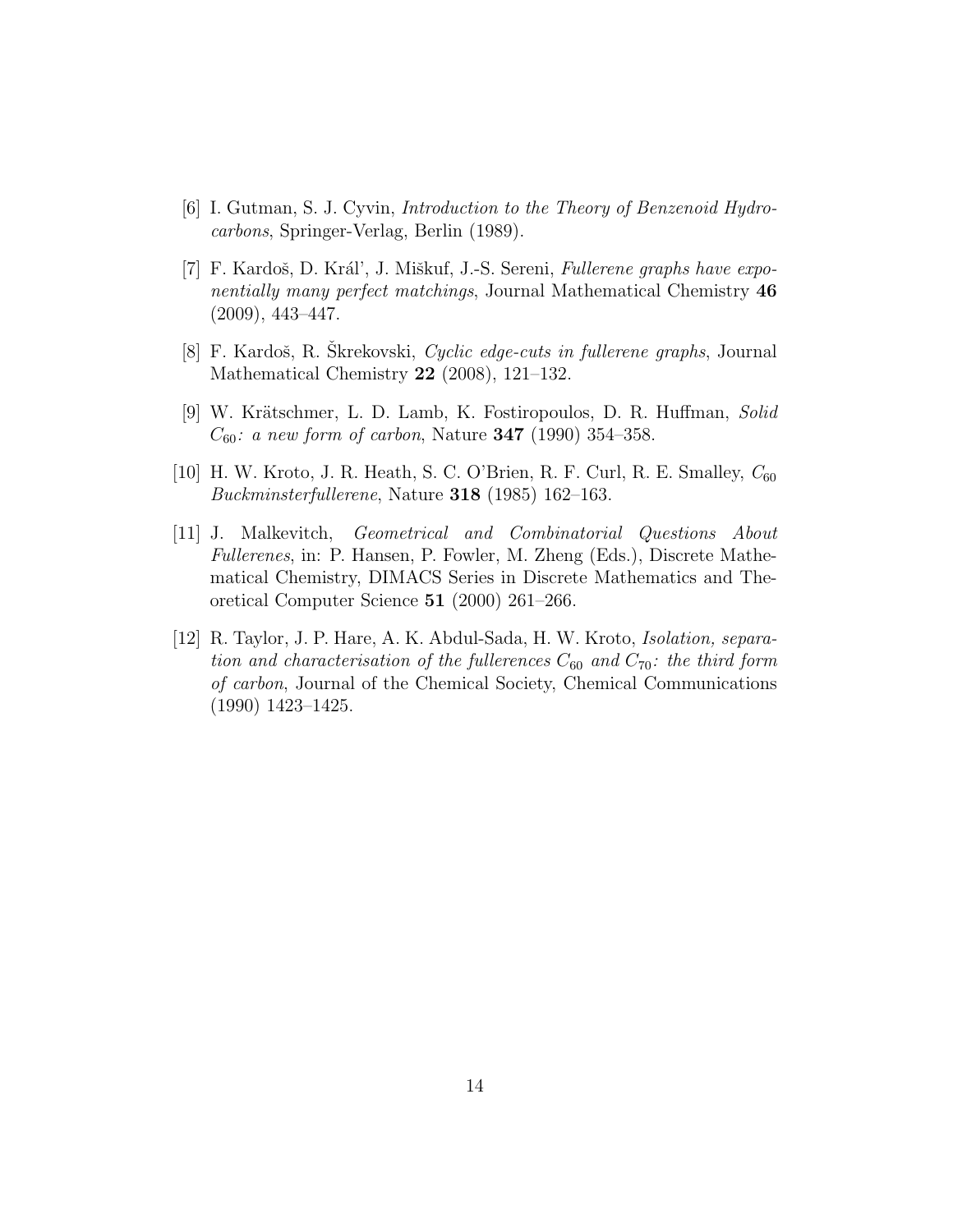[6] I. Gutman, S. J. Cyvin, *Introduction to the Theory of Benzenoid Hydrocarbons*, Springer-Verlag, Berlin (1989).

[7] F. Kardoš, D. Král', J. Miškuf, J.-S. Sereni, *Fullerene graphs have exponentially many perfect matchings*, Journal Mathematical Chemistry **46** (2009), 443–447.

[8] F. Kardoš, R. Škrekovski, *Cyclic edge-cuts in fullerene graphs*, Journal Mathematical Chemistry **22** (2008), 121–132.

[9] W. Krätschmer, L. D. Lamb, K. Fostiropoulos, D. R. Huffman, *Solid $C_{60}$: a new form of carbon*, Nature **347** (1990) 354–358.

[10] H. W. Kroto, J. R. Heath, S. C. O'Brien, R. F. Curl, R. E. Smalley, *$C_{60}$ Buckminsterfullerene*, Nature **318** (1985) 162–163.

[11] J. Malkevitch, *Geometrical and Combinatorial Questions About Fullerenes*, in: P. Hansen, P. Fowler, M. Zheng (Eds.), Discrete Mathematical Chemistry, DIMACS Series in Discrete Mathematics and Theoretical Computer Science **51** (2000) 261–266.

[12] R. Taylor, J. P. Hare, A. K. Abdul-Sada, H. W. Kroto, *Isolation, separation and characterisation of the fullerences $C_{60}$ and $C_{70}$: the third form of carbon*, Journal of the Chemical Society, Chemical Communications (1990) 1423–1425.